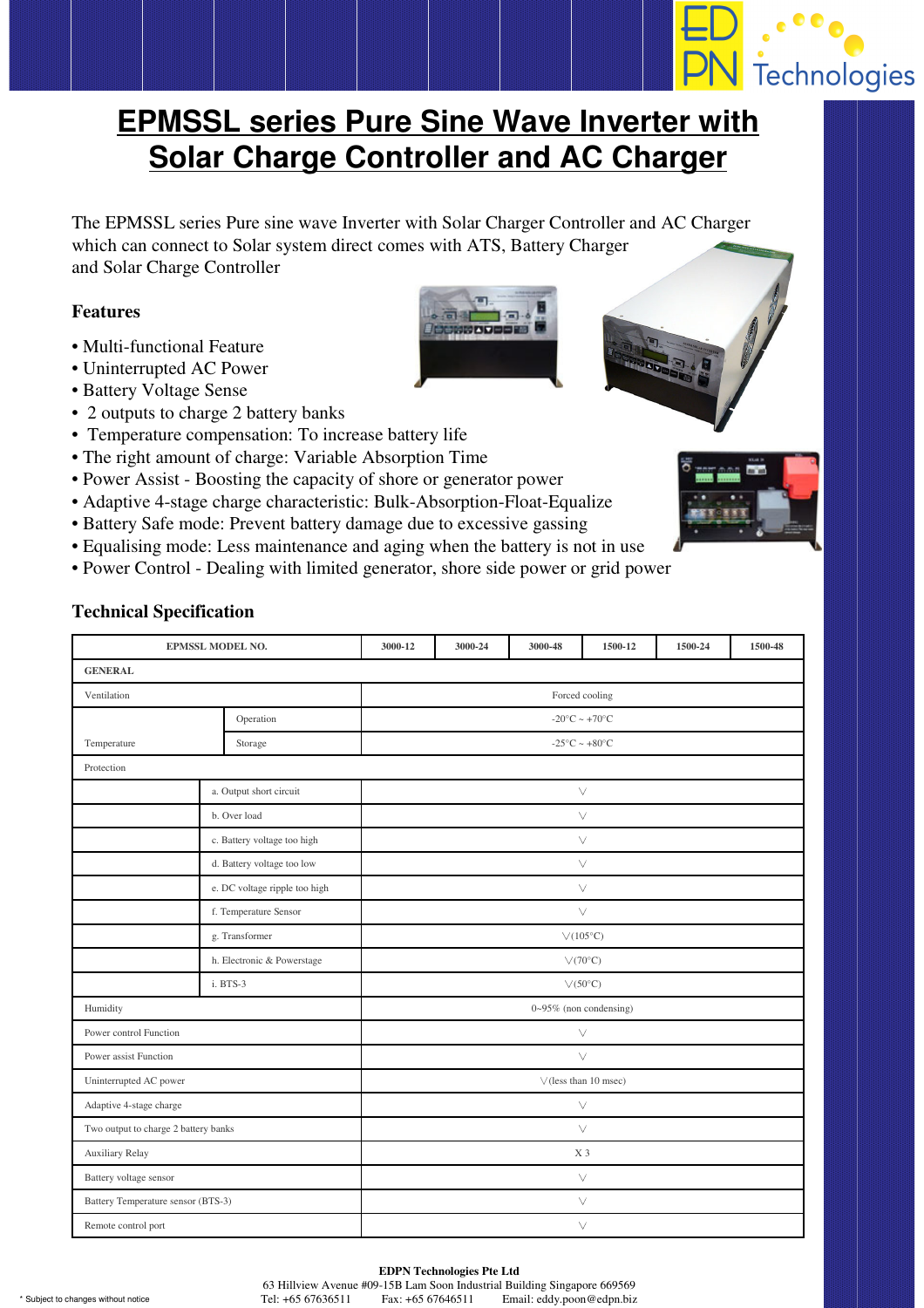# EPMSSL series Pure Sine Wave Inverter with Solar Charge Controller and AC Charger

The EPMSSL series Pure sine wave Inverter with Solar Charger Controller and AC Charger which can connect to Solar system direct comes with ATS, Battery Charger and Solar Charge Controller

### Features

- Multi-functional Feature
- Uninterrupted AC Power
- Battery Voltage Sense
- 2 outputs to charge 2 battery banks
- Temperature compensation: To increase battery life
- The right amount of charge: Variable Absorption Time
- Power Assist - Boosting the capacity of shore or generator power
- Adaptive 4-stage charge characteristic: Bulk-Absorption-Float-Equalize
- Battery Safe mode: Prevent battery damage due to excessive gassing
- Equalising mode: Less maintenance and aging when the battery is not in use
- Power Control - Dealing with limited generator, shore side power or grid power

### Technical Specification

| EPMSSL MODEL NO. | | 3000-12 | 3000-24 | 3000-48 | 1500-12 | 1500-24 | 1500-48 |
|---|---|---|---|---|---|---|---|
| GENERAL | | | | | | | |
| Ventilation | | Forced cooling | | | | | |
| Temperature | Operation | -20°C ~ +70°C | | | | | |
| | Storage | -25°C ~ +80°C | | | | | |
| Protection | | | | | | | |
| | a. Output short circuit | √ | | | | | |
| | b. Over load | √ | | | | | |
| | c. Battery voltage too high | √ | | | | | |
| | d. Battery voltage too low | √ | | | | | |
| | e. DC voltage ripple too high | √ | | | | | |
| | f. Temperature Sensor | √ | | | | | |
| | g. Transformer | √(105°C) | | | | | |
| | h. Electronic & Powerstage | √(70°C) | | | | | |
| | i. BTS-3 | √(50°C) | | | | | |
| Humidity | | 0~95% (non condensing) | | | | | |
| Power control Function | | √ | | | | | |
| Power assist Function | | √ | | | | | |
| Uninterrupted AC power | | √(less than 10 msec) | | | | | |
| Adaptive 4-stage charge | | √ | | | | | |
| Two output to charge 2 battery banks | | √ | | | | | |
| Auxiliary Relay | | X 3 | | | | | |
| Battery voltage sensor | | √ | | | | | |
| Battery Temperature sensor (BTS-3) | | √ | | | | | |
| Remote control port | | √ | | | | | |

**EDPN Technologies Pte Ltd**
63 Hillview Avenue #09-15B Lam Soon Industrial Building Singapore 669569
Tel: +65 67636511 Fax: +65 67646511 Email: eddy.poon@edpn.biz

* Subject to changes without notice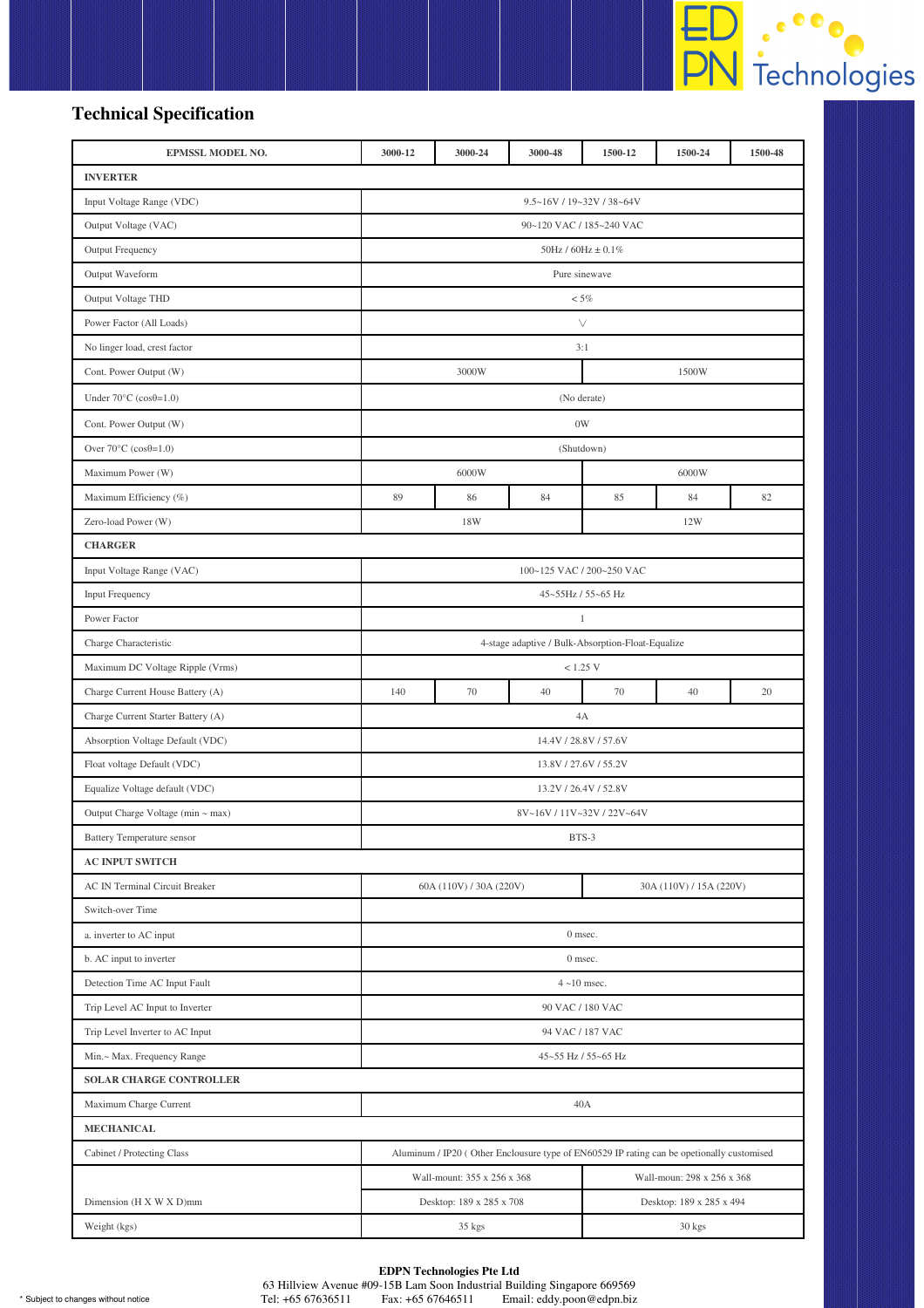## Technical Specification

| EPMSSL MODEL NO. | 3000-12 | 3000-24 | 3000-48 | 1500-12 | 1500-24 | 1500-48 |
|---|---|---|---|---|---|---|
| **INVERTER** | | | | | | |
| Input Voltage Range (VDC) | 9.5~16V / 19~32V / 38~64V | | | | | |
| Output Voltage (VAC) | 90~120 VAC / 185~240 VAC | | | | | |
| Output Frequency | 50Hz / 60Hz ± 0.1% | | | | | |
| Output Waveform | Pure sinewave | | | | | |
| Output Voltage THD | < 5% | | | | | |
| Power Factor (All Loads) | ∨ | | | | | |
| No linger load, crest factor | 3:1 | | | | | |
| Cont. Power Output (W) | 3000W | | | 1500W | | |
| Under 70°C (cosθ=1.0) | (No derate) | | | | | |
| Cont. Power Output (W) | 0W | | | | | |
| Over 70°C (cosθ=1.0) | (Shutdown) | | | | | |
| Maximum Power (W) | 6000W | | | 6000W | | |
| Maximum Efficiency (%) | 89 | 86 | 84 | 85 | 84 | 82 |
| Zero-load Power (W) | 18W | | | 12W | | |
| **CHARGER** | | | | | | |
| Input Voltage Range (VAC) | 100~125 VAC / 200~250 VAC | | | | | |
| Input Frequency | 45~55Hz / 55~65 Hz | | | | | |
| Power Factor | 1 | | | | | |
| Charge Characteristic | 4-stage adaptive / Bulk-Absorption-Float-Equalize | | | | | |
| Maximum DC Voltage Ripple (Vrms) | < 1.25 V | | | | | |
| Charge Current House Battery (A) | 140 | 70 | 40 | 70 | 40 | 20 |
| Charge Current Starter Battery (A) | 4A | | | | | |
| Absorption Voltage Default (VDC) | 14.4V / 28.8V / 57.6V | | | | | |
| Float voltage Default (VDC) | 13.8V / 27.6V / 55.2V | | | | | |
| Equalize Voltage default (VDC) | 13.2V / 26.4V / 52.8V | | | | | |
| Output Charge Voltage (min ~ max) | 8V~16V / 11V~32V / 22V~64V | | | | | |
| Battery Temperature sensor | BTS-3 | | | | | |
| **AC INPUT SWITCH** | | | | | | |
| AC IN Terminal Circuit Breaker | 60A (110V) / 30A (220V) | | | 30A (110V) / 15A (220V) | | |
| Switch-over Time | | | | | | |
| a. inverter to AC input | 0 msec. | | | | | |
| b. AC input to inverter | 0 msec. | | | | | |
| Detection Time AC Input Fault | 4 ~10 msec. | | | | | |
| Trip Level AC Input to Inverter | 90 VAC / 180 VAC | | | | | |
| Trip Level Inverter to AC Input | 94 VAC / 187 VAC | | | | | |
| Min.~ Max. Frequency Range | 45~55 Hz / 55~65 Hz | | | | | |
| **SOLAR CHARGE CONTROLLER** | | | | | | |
| Maximum Charge Current | 40A | | | | | |
| **MECHANICAL** | | | | | | |
| Cabinet / Protecting Class | Aluminum / IP20 ( Other Enclousure type of EN60529 IP rating can be opetionally customised | | | | | |
| Dimension (H X W X D)mm | Wall-mount: 355 x 256 x 368<br>Desktop: 189 x 285 x 708 | | | Wall-moun: 298 x 256 x 368<br>Desktop: 189 x 285 x 494 | | |
| Weight (kgs) | 35 kgs | | | 30 kgs | | |

**EDPN Technologies Pte Ltd**
63 Hillview Avenue #09-15B Lam Soon Industrial Building Singapore 669569
Tel: +65 67636511 Fax: +65 67646511 Email: eddy.poon@edpn.biz

* Subject to changes without notice